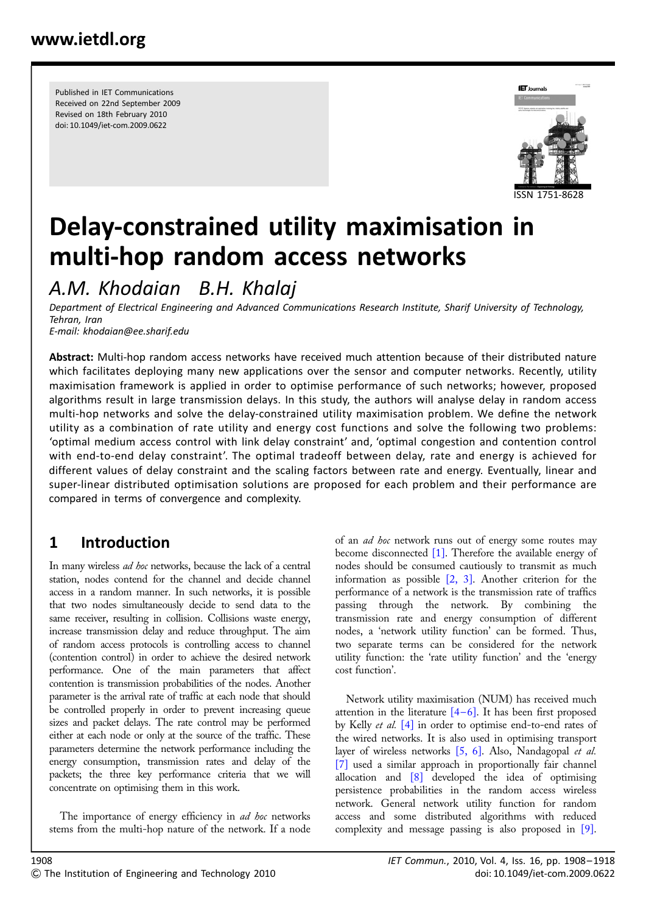Published in IET Communications
Received on 22nd September 2009
Revised on 18th February 2010
doi: 10.1049/iet-com.2009.0622

ISSN 1751-8628

# Delay-constrained utility maximisation in multi-hop random access networks

*A.M. Khodaian B.H. Khalaj*

*Department of Electrical Engineering and Advanced Communications Research Institute, Sharif University of Technology, Tehran, Iran*
*E-mail: khodaian@ee.sharif.edu*

**Abstract:** Multi-hop random access networks have received much attention because of their distributed nature which facilitates deploying many new applications over the sensor and computer networks. Recently, utility maximisation framework is applied in order to optimise performance of such networks; however, proposed algorithms result in large transmission delays. In this study, the authors will analyse delay in random access multi-hop networks and solve the delay-constrained utility maximisation problem. We define the network utility as a combination of rate utility and energy cost functions and solve the following two problems: 'optimal medium access control with link delay constraint' and, 'optimal congestion and contention control with end-to-end delay constraint'. The optimal tradeoff between delay, rate and energy is achieved for different values of delay constraint and the scaling factors between rate and energy. Eventually, linear and super-linear distributed optimisation solutions are proposed for each problem and their performance are compared in terms of convergence and complexity.

## 1 Introduction

In many wireless *ad hoc* networks, because the lack of a central station, nodes contend for the channel and decide channel access in a random manner. In such networks, it is possible that two nodes simultaneously decide to send data to the same receiver, resulting in collision. Collisions waste energy, increase transmission delay and reduce throughput. The aim of random access protocols is controlling access to channel (contention control) in order to achieve the desired network performance. One of the main parameters that affect contention is transmission probabilities of the nodes. Another parameter is the arrival rate of traffic at each node that should be controlled properly in order to prevent increasing queue sizes and packet delays. The rate control may be performed either at each node or only at the source of the traffic. These parameters determine the network performance including the energy consumption, transmission rates and delay of the packets; the three key performance criteria that we will concentrate on optimising them in this work.

The importance of energy efficiency in *ad hoc* networks stems from the multi-hop nature of the network. If a node of an *ad hoc* network runs out of energy some routes may become disconnected [1]. Therefore the available energy of nodes should be consumed cautiously to transmit as much information as possible [2, 3]. Another criterion for the performance of a network is the transmission rate of traffics passing through the network. By combining the transmission rate and energy consumption of different nodes, a 'network utility function' can be formed. Thus, two separate terms can be considered for the network utility function: the 'rate utility function' and the 'energy cost function'.

Network utility maximisation (NUM) has received much attention in the literature [4–6]. It has been first proposed by Kelly *et al.* [4] in order to optimise end-to-end rates of the wired networks. It is also used in optimising transport layer of wireless networks [5, 6]. Also, Nandagopal *et al.* [7] used a similar approach in proportionally fair channel allocation and [8] developed the idea of optimising persistence probabilities in the random access wireless network. General network utility function for random access and some distributed algorithms with reduced complexity and message passing is also proposed in [9].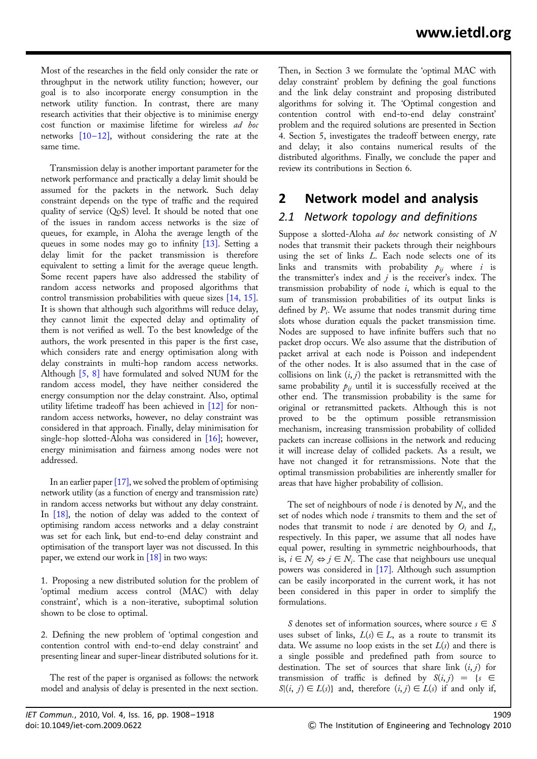Most of the researches in the field only consider the rate or throughput in the network utility function; however, our goal is to also incorporate energy consumption in the network utility function. In contrast, there are many research activities that their objective is to minimise energy cost function or maximise lifetime for wireless *ad hoc* networks [10–12], without considering the rate at the same time.

Transmission delay is another important parameter for the network performance and practically a delay limit should be assumed for the packets in the network. Such delay constraint depends on the type of traffic and the required quality of service (QoS) level. It should be noted that one of the issues in random access networks is the size of queues, for example, in Aloha the average length of the queues in some nodes may go to infinity [13]. Setting a delay limit for the packet transmission is therefore equivalent to setting a limit for the average queue length. Some recent papers have also addressed the stability of random access networks and proposed algorithms that control transmission probabilities with queue sizes [14, 15]. It is shown that although such algorithms will reduce delay, they cannot limit the expected delay and optimality of them is not verified as well. To the best knowledge of the authors, the work presented in this paper is the first case, which considers rate and energy optimisation along with delay constraints in multi-hop random access networks. Although [5, 8] have formulated and solved NUM for the random access model, they have neither considered the energy consumption nor the delay constraint. Also, optimal utility lifetime tradeoff has been achieved in [12] for non-random access networks, however, no delay constraint was considered in that approach. Finally, delay minimisation for single-hop slotted-Aloha was considered in [16]; however, energy minimisation and fairness among nodes were not addressed.

In an earlier paper [17], we solved the problem of optimising network utility (as a function of energy and transmission rate) in random access networks but without any delay constraint. In [18], the notion of delay was added to the context of optimising random access networks and a delay constraint was set for each link, but end-to-end delay constraint and optimisation of the transport layer was not discussed. In this paper, we extend our work in [18] in two ways:

1. Proposing a new distributed solution for the problem of 'optimal medium access control (MAC) with delay constraint', which is a non-iterative, suboptimal solution shown to be close to optimal.

2. Defining the new problem of 'optimal congestion and contention control with end-to-end delay constraint' and presenting linear and super-linear distributed solutions for it.

The rest of the paper is organised as follows: the network model and analysis of delay is presented in the next section. Then, in Section 3 we formulate the 'optimal MAC with delay constraint' problem by defining the goal functions and the link delay constraint and proposing distributed algorithms for solving it. The 'Optimal congestion and contention control with end-to-end delay constraint' problem and the required solutions are presented in Section 4. Section 5, investigates the tradeoff between energy, rate and delay; it also contains numerical results of the distributed algorithms. Finally, we conclude the paper and review its contributions in Section 6.

## 2 Network model and analysis

### 2.1 Network topology and definitions

Suppose a slotted-Aloha *ad hoc* network consisting of $N$ nodes that transmit their packets through their neighbours using the set of links $L$. Each node selects one of its links and transmits with probability $p_{ij}$ where $i$ is the transmitter's index and $j$ is the receiver's index. The transmission probability of node $i$, which is equal to the sum of transmission probabilities of its output links is defined by $P_i$. We assume that nodes transmit during time slots whose duration equals the packet transmission time. Nodes are supposed to have infinite buffers such that no packet drop occurs. We also assume that the distribution of packet arrival at each node is Poisson and independent of the other nodes. It is also assumed that in the case of collisions on link $(i, j)$ the packet is retransmitted with the same probability $p_{ij}$ until it is successfully received at the other end. The transmission probability is the same for original or retransmitted packets. Although this is not proved to be the optimum possible retransmission mechanism, increasing transmission probability of collided packets can increase collisions in the network and reducing it will increase delay of collided packets. As a result, we have not changed it for retransmissions. Note that the optimal transmission probabilities are inherently smaller for areas that have higher probability of collision.

The set of neighbours of node $i$ is denoted by $N_i$, and the set of nodes which node $i$ transmits to them and the set of nodes that transmit to node $i$ are denoted by $O_i$ and $I_i$, respectively. In this paper, we assume that all nodes have equal power, resulting in symmetric neighbourhoods, that is, $i \in N_j \Leftrightarrow j \in N_i$. The case that neighbours use unequal powers was considered in [17]. Although such assumption can be easily incorporated in the current work, it has not been considered in this paper in order to simplify the formulations.

$S$ denotes set of information sources, where source $s \in S$ uses subset of links, $L(s) \in L$, as a route to transmit its data. We assume no loop exists in the set $L(s)$ and there is a single possible and predefined path from source to destination. The set of sources that share link $(i, j)$ for transmission of traffic is defined by $S(i, j) = \{s \in S | (i, j) \in L(s)\}$ and, therefore $(i, j) \in L(s)$ if and only if,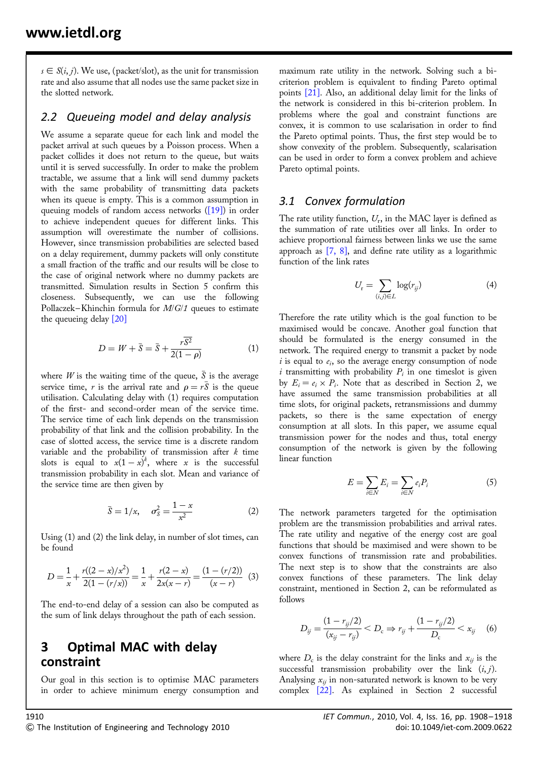$s \in S(i, j)$. We use, (packet/slot), as the unit for transmission rate and also assume that all nodes use the same packet size in the slotted network.

### 2.2 Queueing model and delay analysis

We assume a separate queue for each link and model the packet arrival at such queues by a Poisson process. When a packet collides it does not return to the queue, but waits until it is served successfully. In order to make the problem tractable, we assume that a link will send dummy packets with the same probability of transmitting data packets when its queue is empty. This is a common assumption in queuing models of random access networks ([19]) in order to achieve independent queues for different links. This assumption will overestimate the number of collisions. However, since transmission probabilities are selected based on a delay requirement, dummy packets will only constitute a small fraction of the traffic and our results will be close to the case of original network where no dummy packets are transmitted. Simulation results in Section 5 confirm this closeness. Subsequently, we can use the following Pollaczek–Khinchin formula for *M/G/1* queues to estimate the queueing delay [20]

$$D = W + \bar{S} = \bar{S} + \frac{r\overline{S^2}}{2(1-\rho)} \tag{1}$$

where $W$ is the waiting time of the queue, $\bar{S}$ is the average service time, $r$ is the arrival rate and $\rho = r\bar{S}$ is the queue utilisation. Calculating delay with (1) requires computation of the first- and second-order mean of the service time. The service time of each link depends on the transmission probability of that link and the collision probability. In the case of slotted access, the service time is a discrete random variable and the probability of transmission after $k$ time slots is equal to $x(1-x)^k$, where $x$ is the successful transmission probability in each slot. Mean and variance of the service time are then given by

$$\bar{S} = 1/x, \quad \sigma_S^2 = \frac{1-x}{x^2} \tag{2}$$

Using (1) and (2) the link delay, in number of slot times, can be found

$$D = \frac{1}{x} + \frac{r((2-x)/x^2)}{2(1-(r/x))} = \frac{1}{x} + \frac{r(2-x)}{2x(x-r)} = \frac{(1-(r/2))}{(x-r)} \tag{3}$$

The end-to-end delay of a session can also be computed as the sum of link delays throughout the path of each session.

## 3 Optimal MAC with delay constraint

Our goal in this section is to optimise MAC parameters in order to achieve minimum energy consumption and maximum rate utility in the network. Solving such a bi-criterion problem is equivalent to finding Pareto optimal points [21]. Also, an additional delay limit for the links of the network is considered in this bi-criterion problem. In problems where the goal and constraint functions are convex, it is common to use scalarisation in order to find the Pareto optimal points. Thus, the first step would be to show convexity of the problem. Subsequently, scalarisation can be used in order to form a convex problem and achieve Pareto optimal points.

### 3.1 Convex formulation

The rate utility function, $U_r$, in the MAC layer is defined as the summation of rate utilities over all links. In order to achieve proportional fairness between links we use the same approach as [7, 8], and define rate utility as a logarithmic function of the link rates

$$U_r = \sum_{(i,j)\in L} \log(r_{ij}) \tag{4}$$

Therefore the rate utility which is the goal function to be maximised would be concave. Another goal function that should be formulated is the energy consumed in the network. The required energy to transmit a packet by node $i$ is equal to $e_i$, so the average energy consumption of node $i$ transmitting with probability $P_i$ in one timeslot is given by $E_i = e_i \times P_i$. Note that as described in Section 2, we have assumed the same transmission probabilities at all time slots, for original packets, retransmissions and dummy packets, so there is the same expectation of energy consumption at all slots. In this paper, we assume equal transmission power for the nodes and thus, total energy consumption of the network is given by the following linear function

$$E = \sum_{i\in N} E_i = \sum_{i\in N} e_i P_i \tag{5}$$

The network parameters targeted for the optimisation problem are the transmission probabilities and arrival rates. The rate utility and negative of the energy cost are goal functions that should be maximised and were shown to be convex functions of transmission rate and probabilities. The next step is to show that the constraints are also convex functions of these parameters. The link delay constraint, mentioned in Section 2, can be reformulated as follows

$$D_{ij} = \frac{(1-r_{ij}/2)}{(x_{ij}-r_{ij})} < D_c \Rightarrow r_{ij} + \frac{(1-r_{ij}/2)}{D_c} < x_{ij} \tag{6}$$

where $D_c$ is the delay constraint for the links and $x_{ij}$ is the successful transmission probability over the link $(i, j)$. Analysing $x_{ij}$ in non-saturated network is known to be very complex [22]. As explained in Section 2 successful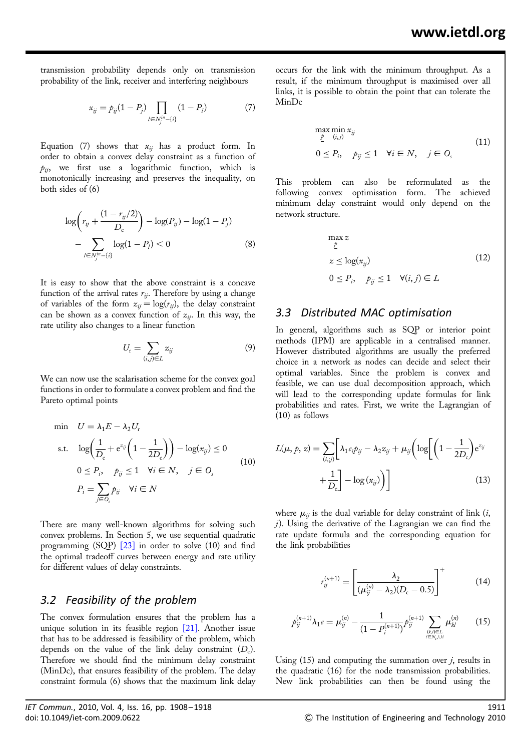transmission probability depends only on transmission probability of the link, receiver and interfering neighbours

$$x_{ij} = p_{ij}(1 - P_j) \prod_{l \in N_j^{in} - \{i\}} (1 - P_l) \tag{7}$$

Equation (7) shows that $x_{ij}$ has a product form. In order to obtain a convex delay constraint as a function of $p_{ij}$, we first use a logarithmic function, which is monotonically increasing and preserves the inequality, on both sides of (6)

$$\log\left(r_{ij} + \frac{(1 - r_{ij}/2)}{D_c}\right) - \log(P_{ij}) - \log(1 - P_j) - \sum_{l \in N_j^{in} - \{i\}} \log(1 - P_l) < 0 \tag{8}$$

It is easy to show that the above constraint is a concave function of the arrival rates $r_{ij}$. Therefore by using a change of variables of the form $z_{ij} = \log(r_{ij})$, the delay constraint can be shown as a convex function of $z_{ij}$. In this way, the rate utility also changes to a linear function

$$U_r = \sum_{(i,j) \in L} z_{ij} \tag{9}$$

We can now use the scalarisation scheme for the convex goal functions in order to formulate a convex problem and find the Pareto optimal points

$$\begin{aligned} \min \quad & U = \lambda_1 E - \lambda_2 U_r \\ \text{s.t.} \quad & \log\left(\frac{1}{D_c} + e^{z_{ij}}\left(1 - \frac{1}{2D_c}\right)\right) - \log(x_{ij}) \le 0 \\ & 0 \le P_i, \quad p_{ij} \le 1 \quad \forall i \in N, \quad j \in O_s \\ & P_i = \sum_{j \in O_s} p_{ij} \quad \forall i \in N \end{aligned} \tag{10}$$

There are many well-known algorithms for solving such convex problems. In Section 5, we use sequential quadratic programming (SQP) [23] in order to solve (10) and find the optimal tradeoff curves between energy and rate utility for different values of delay constraints.

### 3.2 Feasibility of the problem

The convex formulation ensures that the problem has a unique solution in its feasible region [21]. Another issue that has to be addressed is feasibility of the problem, which depends on the value of the link delay constraint ($D_c$). Therefore we should find the minimum delay constraint (MinDc), that ensures feasibility of the problem. The delay constraint formula (6) shows that the maximum link delay occurs for the link with the minimum throughput. As a result, if the minimum throughput is maximised over all links, it is possible to obtain the point that can tolerate the MinDc

$$\begin{aligned} & \max_{p} \min_{(i,j)} x_{ij} \\ & 0 \le P_i, \quad p_{ij} \le 1 \quad \forall i \in N, \quad j \in O_s \end{aligned} \tag{11}$$

This problem can also be reformulated as the following convex optimisation form. The achieved minimum delay constraint would only depend on the network structure.

$$\begin{aligned} & \max_{p} z \\ & z \le \log(x_{ij}) \\ & 0 \le P_i, \quad p_{ij} \le 1 \quad \forall (i,j) \in L \end{aligned} \tag{12}$$

### 3.3 Distributed MAC optimisation

In general, algorithms such as SQP or interior point methods (IPM) are applicable in a centralised manner. However distributed algorithms are usually the preferred choice in a network as nodes can decide and select their optimal variables. Since the problem is convex and feasible, we can use dual decomposition approach, which will lead to the corresponding update formulas for link probabilities and rates. First, we write the Lagrangian of (10) as follows

$$L(\mu, p, z) = \sum_{(i,j)} \left[\lambda_1 e_i p_{ij} - \lambda_2 z_{ij} + \mu_{ij}\left(\log\left[\left(1 - \frac{1}{2D_c}\right)e^{z_{ij}} + \frac{1}{D_c}\right] - \log(x_{ij})\right)\right] \tag{13}$$

where $\mu_{ij}$ is the dual variable for delay constraint of link $(i, j)$. Using the derivative of the Lagrangian we can find the rate update formula and the corresponding equation for the link probabilities

$$r_{ij}^{(n+1)} = \left[\frac{\lambda_2}{(\mu_{ij}^{(n)} - \lambda_2)(D_c - 0.5)}\right]^+ \tag{14}$$

$$p_{ij}^{(n+1)} \lambda_1 e = \mu_{ij}^{(n)} - \frac{1}{(1 - P_i^{(n+1)})} p_{ij}^{(n+1)} \sum_{\substack{(k,l) \in L \\ l \in N_i \cup i}} \mu_{kl}^{(n)} \tag{15}$$

Using (15) and computing the summation over $j$, results in the quadratic (16) for the node transmission probabilities. New link probabilities can then be found using the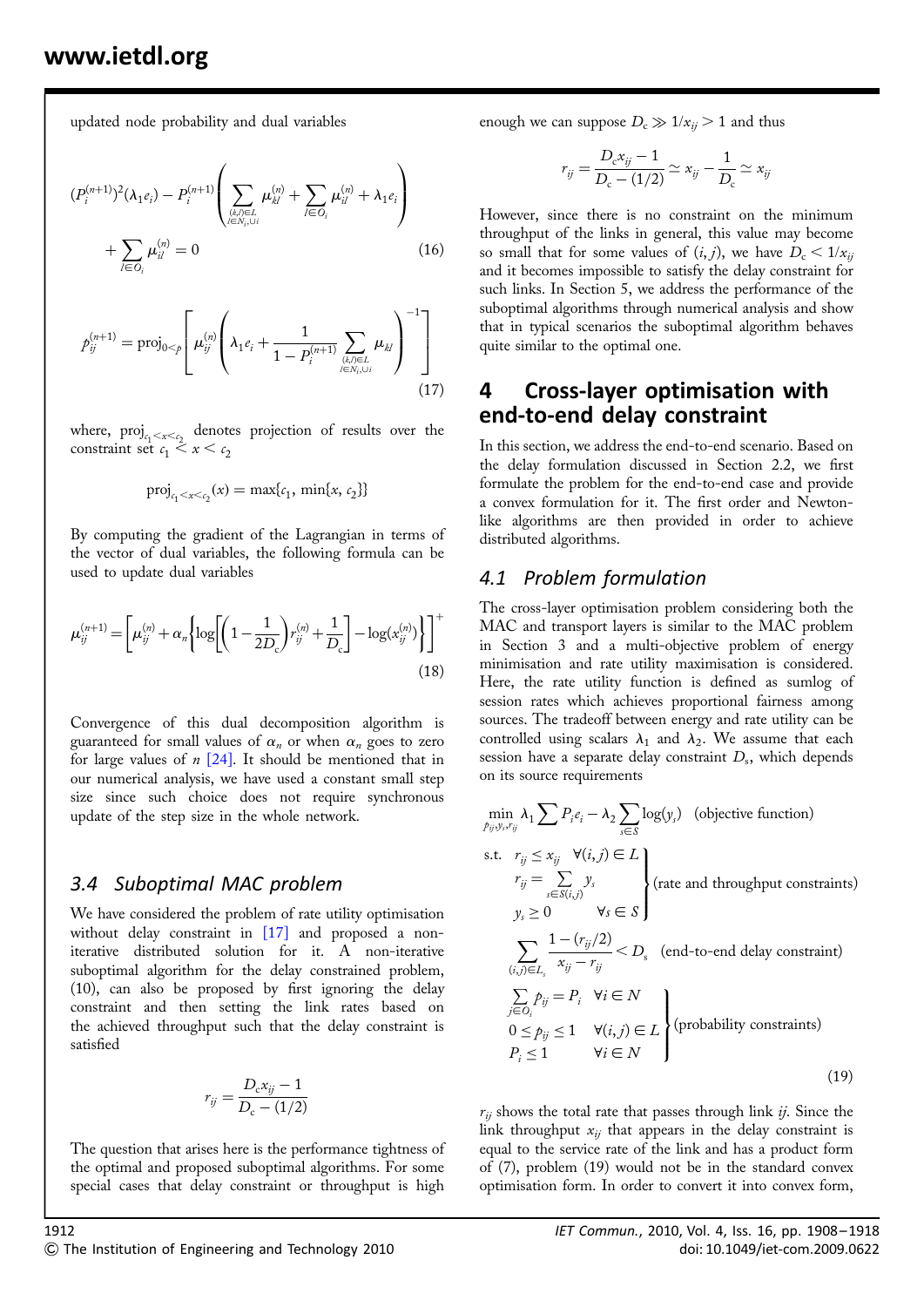updated node probability and dual variables

$$(P_i^{(n+1)})^2(\lambda_1 e_i) - P_i^{(n+1)}\left(\sum_{\substack{(k,l)\in L\\ l\in N_i\cup i}} \mu_{kl}^{(n)} + \sum_{l\in O_i}\mu_{il}^{(n)} + \lambda_1 e_i\right) + \sum_{l\in O_i}\mu_{il}^{(n)} = 0 \tag{16}$$

$$p_{ij}^{(n+1)} = \text{proj}_{0<p}\left[\mu_{ij}^{(n)}\left(\lambda_1 e_i + \frac{1}{1-P_i^{(n+1)}}\sum_{\substack{(k,l)\in L\\ l\in N_i\cup i}}\mu_{kl}\right)^{-1}\right] \tag{17}$$

where, $\text{proj}_{c_1<x<c_2}$ denotes projection of results over the constraint set $c_1 < x < c_2$

$$\text{proj}_{c_1<x<c_2}(x) = \max\{c_1, \min\{x, c_2\}\}$$

By computing the gradient of the Lagrangian in terms of the vector of dual variables, the following formula can be used to update dual variables

$$\mu_{ij}^{(n+1)} = \left[\mu_{ij}^{(n)} + \alpha_n\left\{\log\left[\left(1-\frac{1}{2D_c}\right)r_{ij}^{(n)} + \frac{1}{D_c}\right] - \log(x_{ij}^{(n)})\right\}\right]^+ \tag{18}$$

Convergence of this dual decomposition algorithm is guaranteed for small values of $\alpha_n$ or when $\alpha_n$ goes to zero for large values of $n$ [24]. It should be mentioned that in our numerical analysis, we have used a constant small step size since such choice does not require synchronous update of the step size in the whole network.

### 3.4 Suboptimal MAC problem

We have considered the problem of rate utility optimisation without delay constraint in [17] and proposed a non-iterative distributed solution for it. A non-iterative suboptimal algorithm for the delay constrained problem, (10), can also be proposed by first ignoring the delay constraint and then setting the link rates based on the achieved throughput such that the delay constraint is satisfied

$$r_{ij} = \frac{D_c x_{ij} - 1}{D_c - (1/2)}$$

The question that arises here is the performance tightness of the optimal and proposed suboptimal algorithms. For some special cases that delay constraint or throughput is high enough we can suppose $D_c \gg 1/x_{ij} > 1$ and thus

$$r_{ij} = \frac{D_c x_{ij} - 1}{D_c - (1/2)} \simeq x_{ij} - \frac{1}{D_c} \simeq x_{ij}$$

However, since there is no constraint on the minimum throughput of the links in general, this value may become so small that for some values of $(i, j)$, we have $D_c < 1/x_{ij}$ and it becomes impossible to satisfy the delay constraint for such links. In Section 5, we address the performance of the suboptimal algorithms through numerical analysis and show that in typical scenarios the suboptimal algorithm behaves quite similar to the optimal one.

## 4 Cross-layer optimisation with end-to-end delay constraint

In this section, we address the end-to-end scenario. Based on the delay formulation discussed in Section 2.2, we first formulate the problem for the end-to-end case and provide a convex formulation for it. The first order and Newton-like algorithms are then provided in order to achieve distributed algorithms.

### 4.1 Problem formulation

The cross-layer optimisation problem considering both the MAC and transport layers is similar to the MAC problem in Section 3 and a multi-objective problem of energy minimisation and rate utility maximisation is considered. Here, the rate utility function is defined as sumlog of session rates which achieves proportional fairness among sources. The tradeoff between energy and rate utility can be controlled using scalars $\lambda_1$ and $\lambda_2$. We assume that each session have a separate delay constraint $D_s$, which depends on its source requirements

$$
\begin{aligned}
&\min_{p_{ij}, y_s, r_{ij}} \lambda_1 \sum P_i e_i - \lambda_2 \sum_{s\in S}\log(y_s) \quad \text{(objective function)}\\
&\text{s.t.}\quad \left.\begin{aligned} &r_{ij} \le x_{ij} \quad \forall (i,j)\in L\\ &r_{ij} = \sum_{s\in S(i,j)} y_s\\ &y_s \ge 0 \qquad \forall s\in S\end{aligned}\right\}\text{(rate and throughput constraints)}\\
&\qquad \sum_{(i,j)\in L_s}\frac{1-(r_{ij}/2)}{x_{ij}-r_{ij}} < D_s \quad \text{(end-to-end delay constraint)}\\
&\qquad \left.\begin{aligned} &\sum_{j\in O_i} p_{ij} = P_i \quad \forall i\in N\\ &0\le p_{ij}\le 1 \quad \forall (i,j)\in L\\ &P_i \le 1 \qquad \forall i\in N\end{aligned}\right\}\text{(probability constraints)}
\end{aligned} \tag{19}
$$

$r_{ij}$ shows the total rate that passes through link $ij$. Since the link throughput $x_{ij}$ that appears in the delay constraint is equal to the service rate of the link and has a product form of (7), problem (19) would not be in the standard convex optimisation form. In order to convert it into convex form,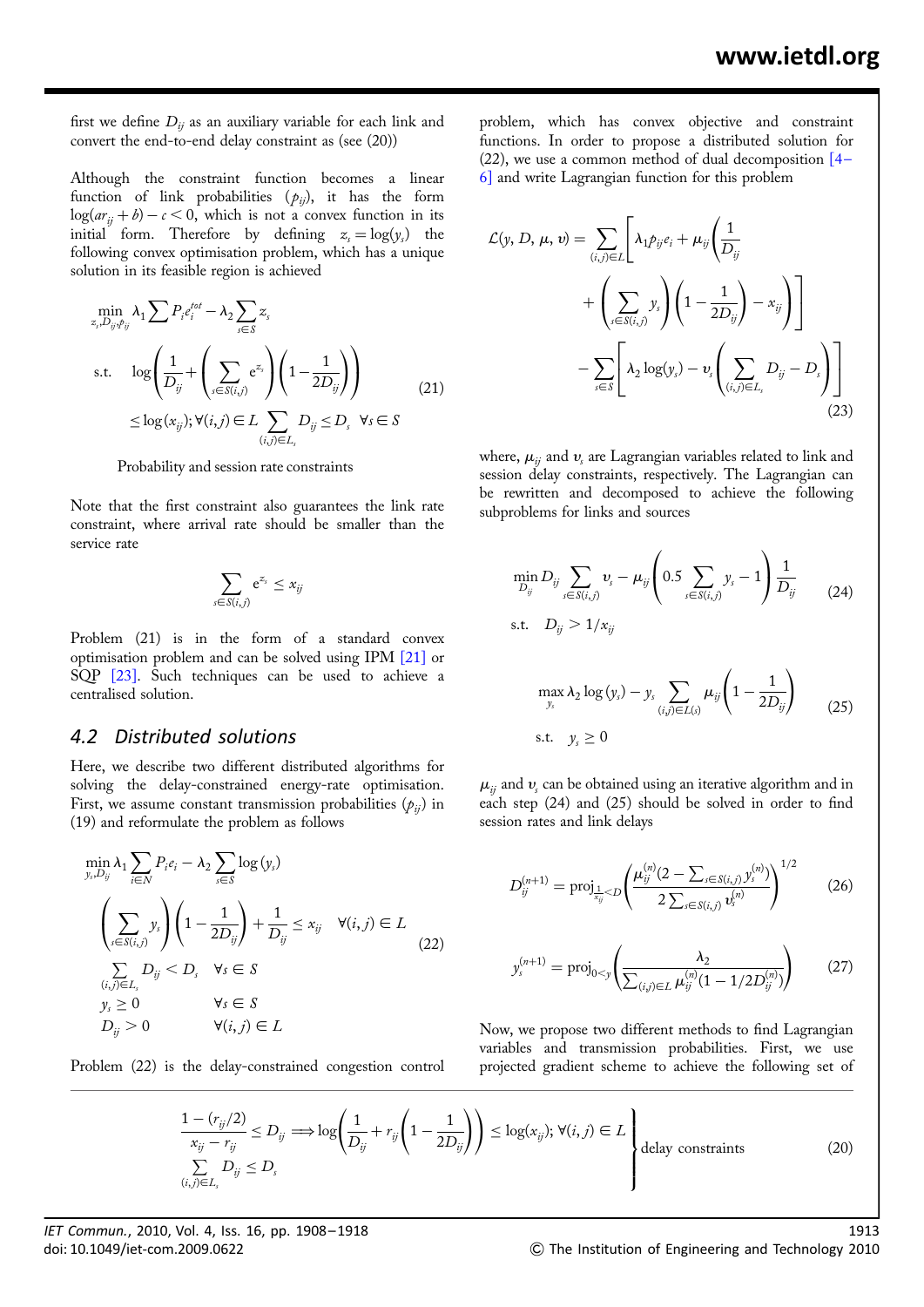first we define $D_{ij}$ as an auxiliary variable for each link and convert the end-to-end delay constraint as (see (20))

Although the constraint function becomes a linear function of link probabilities ($p_{ij}$), it has the form $\log(ar_{ij} + b) - c < 0$, which is not a convex function in its initial form. Therefore by defining $z_s = \log(y_s)$ the following convex optimisation problem, which has a unique solution in its feasible region is achieved

$$
\begin{aligned}
&\min_{z_s, D_{ij}, p_{ij}} \lambda_1 \sum P_i e_i^{tot} - \lambda_2 \sum_{s \in S} z_s \\
&\text{s.t.} \quad \log\left(\frac{1}{D_{ij}} + \left(\sum_{s \in S(i,j)} e^{z_s}\right)\left(1 - \frac{1}{2D_{ij}}\right)\right) \\
&\qquad \le \log(x_{ij}); \forall (i,j) \in L \sum_{(i,j) \in L_s} D_{ij} \le D_s \quad \forall s \in S
\end{aligned} \tag{21}
$$

Probability and session rate constraints

Note that the first constraint also guarantees the link rate constraint, where arrival rate should be smaller than the service rate

$$
\sum_{s \in S(i,j)} e^{z_s} \le x_{ij}
$$

Problem (21) is in the form of a standard convex optimisation problem and can be solved using IPM [21] or SQP [23]. Such techniques can be used to achieve a centralised solution.

### 4.2 Distributed solutions

Here, we describe two different distributed algorithms for solving the delay-constrained energy-rate optimisation. First, we assume constant transmission probabilities ($p_{ij}$) in (19) and reformulate the problem as follows

$$
\begin{aligned}
&\min_{y_s, D_{ij}} \lambda_1 \sum_{i \in N} P_i e_i - \lambda_2 \sum_{s \in S} \log(y_s) \\
&\left(\sum_{s \in S(i,j)} y_s\right)\left(1 - \frac{1}{2D_{ij}}\right) + \frac{1}{D_{ij}} \le x_{ij} \quad \forall (i,j) \in L \\
&\sum_{(i,j) \in L_s} D_{ij} < D_s \quad \forall s \in S \\
&y_s \ge 0 \qquad \forall s \in S \\
&D_{ij} > 0 \qquad \forall (i,j) \in L
\end{aligned} \tag{22}
$$

Problem (22) is the delay-constrained congestion control problem, which has convex objective and constraint functions. In order to propose a distributed solution for (22), we use a common method of dual decomposition [4–6] and write Lagrangian function for this problem

$$
\begin{aligned}
\mathcal{L}(y, D, \mu, v) = &\sum_{(i,j) \in L}\left[\lambda_1 p_{ij} e_i + \mu_{ij}\left(\frac{1}{D_{ij}} + \left(\sum_{s \in S(i,j)} y_s\right)\left(1 - \frac{1}{2D_{ij}}\right) - x_{ij}\right)\right] \\
&- \sum_{s \in S}\left[\lambda_2 \log(y_s) - v_s\left(\sum_{(i,j) \in L_s} D_{ij} - D_s\right)\right]
\end{aligned} \tag{23}
$$

where, $\mu_{ij}$ and $v_s$ are Lagrangian variables related to link and session delay constraints, respectively. The Lagrangian can be rewritten and decomposed to achieve the following subproblems for links and sources

$$
\begin{aligned}
&\min_{D_{ij}} D_{ij} \sum_{s \in S(i,j)} v_s - \mu_{ij}\left(0.5 \sum_{s \in S(i,j)} y_s - 1\right)\frac{1}{D_{ij}} \\
&\text{s.t.} \quad D_{ij} > 1/x_{ij}
\end{aligned} \tag{24}
$$

$$
\begin{aligned}
&\max_{y_s} \lambda_2 \log(y_s) - y_s \sum_{(i,j) \in L(s)} \mu_{ij}\left(1 - \frac{1}{2D_{ij}}\right) \\
&\text{s.t.} \quad y_s \ge 0
\end{aligned} \tag{25}
$$

$\mu_{ij}$ and $v_s$ can be obtained using an iterative algorithm and in each step (24) and (25) should be solved in order to find session rates and link delays

$$
D_{ij}^{(n+1)} = \text{proj}_{\frac{1}{x_{ij}} < D}\left(\frac{\mu_{ij}^{(n)}(2 - \sum_{s \in S(i,j)} y_s^{(n)})}{2\sum_{s \in S(i,j)} v_s^{(n)}}\right)^{1/2} \tag{26}
$$

$$
y_s^{(n+1)} = \text{proj}_{0 < y}\left(\frac{\lambda_2}{\sum_{(i,j) \in L} \mu_{ij}^{(n)}(1 - 1/2D_{ij}^{(n)})}\right) \tag{27}
$$

Now, we propose two different methods to find Lagrangian variables and transmission probabilities. First, we use projected gradient scheme to achieve the following set of

$$
\left.
\begin{aligned}
&\frac{1 - (r_{ij}/2)}{x_{ij} - r_{ij}} \le D_{ij} \Longrightarrow \log\left(\frac{1}{D_{ij}} + r_{ij}\left(1 - \frac{1}{2D_{ij}}\right)\right) \le \log(x_{ij}); \forall (i,j) \in L \\
&\sum_{(i,j) \in L_s} D_{ij} \le D_s
\end{aligned}
\right\} \text{delay constraints} \tag{20}
$$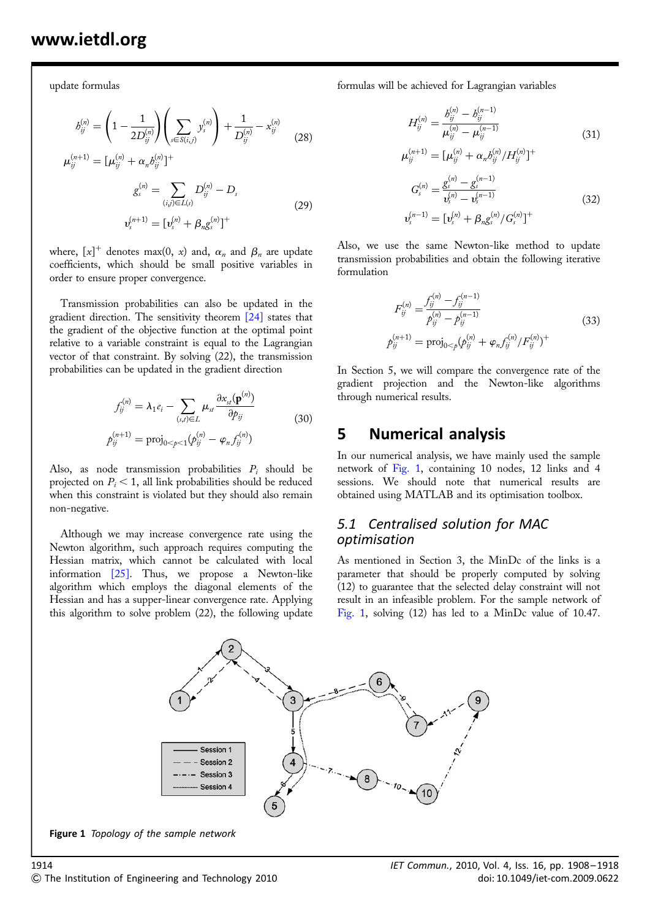update formulas

$$h_{ij}^{(n)} = \left(1 - \frac{1}{2D_{ij}^{(n)}}\right)\left(\sum_{s\in S(i,j)} y_s^{(n)}\right) + \frac{1}{D_{ij}^{(n)}} - x_{ij}^{(n)} \tag{28}$$

$$\mu_{ij}^{(n+1)} = [\mu_{ij}^{(n)} + \alpha_n h_{ij}^{(n)}]^+$$

$$g_s^{(n)} = \sum_{(i,j)\in L(s)} D_{ij}^{(n)} - D_s$$

$$v_s^{(n+1)} = [v_s^{(n)} + \beta_n g_s^{(n)}]^+ \tag{29}$$

where, $[x]^+$ denotes max(0, $x$) and, $\alpha_n$ and $\beta_n$ are update coefficients, which should be small positive variables in order to ensure proper convergence.

Transmission probabilities can also be updated in the gradient direction. The sensitivity theorem [24] states that the gradient of the objective function at the optimal point relative to a variable constraint is equal to the Lagrangian vector of that constraint. By solving (22), the transmission probabilities can be updated in the gradient direction

$$f_{ij}^{(n)} = \lambda_1 e_i - \sum_{(s,t)\in L} \mu_{st} \frac{\partial x_{st}(\mathbf{p}^{(n)})}{\partial p_{ij}}$$

$$p_{ij}^{(n+1)} = \text{proj}_{0<p<1}(p_{ij}^{(n)} - \varphi_n f_{ij}^{(n)}) \tag{30}$$

Also, as node transmission probabilities $P_i$ should be projected on $P_i < 1$, all link probabilities should be reduced when this constraint is violated but they should also remain non-negative.

Although we may increase convergence rate using the Newton algorithm, such approach requires computing the Hessian matrix, which cannot be calculated with local information [25]. Thus, we propose a Newton-like algorithm which employs the diagonal elements of the Hessian and has a supper-linear convergence rate. Applying this algorithm to solve problem (22), the following update formulas will be achieved for Lagrangian variables

$$H_{ij}^{(n)} = \frac{h_{ij}^{(n)} - h_{ij}^{(n-1)}}{\mu_{ij}^{(n)} - \mu_{ij}^{(n-1)}}$$

$$\mu_{ij}^{(n+1)} = [\mu_{ij}^{(n)} + \alpha_n h_{ij}^{(n)}/H_{ij}^{(n)}]^+ \tag{31}$$

$$G_s^{(n)} = \frac{g_s^{(n)} - g_s^{(n-1)}}{v_s^{(n)} - v_s^{(n-1)}}$$

$$v_s^{(n-1)} = [v_s^{(n)} + \beta_n g_s^{(n)}/G_s^{(n)}]^+ \tag{32}$$

Also, we use the same Newton-like method to update transmission probabilities and obtain the following iterative formulation

$$F_{ij}^{(n)} = \frac{f_{ij}^{(n)} - f_{ij}^{(n-1)}}{p_{ij}^{(n)} - p_{ij}^{(n-1)}}$$

$$p_{ij}^{(n+1)} = \text{proj}_{0<p}(p_{ij}^{(n)} + \varphi_n f_{ij}^{(n)}/F_{ij}^{(n)})^+ \tag{33}$$

In Section 5, we will compare the convergence rate of the gradient projection and the Newton-like algorithms through numerical results.

## 5 Numerical analysis

In our numerical analysis, we have mainly used the sample network of Fig. 1, containing 10 nodes, 12 links and 4 sessions. We should note that numerical results are obtained using MATLAB and its optimisation toolbox.

### 5.1 Centralised solution for MAC optimisation

As mentioned in Section 3, the MinDc of the links is a parameter that should be properly computed by solving (12) to guarantee that the selected delay constraint will not result in an infeasible problem. For the sample network of Fig. 1, solving (12) has led to a MinDc value of 10.47.

**Figure 1** *Topology of the sample network*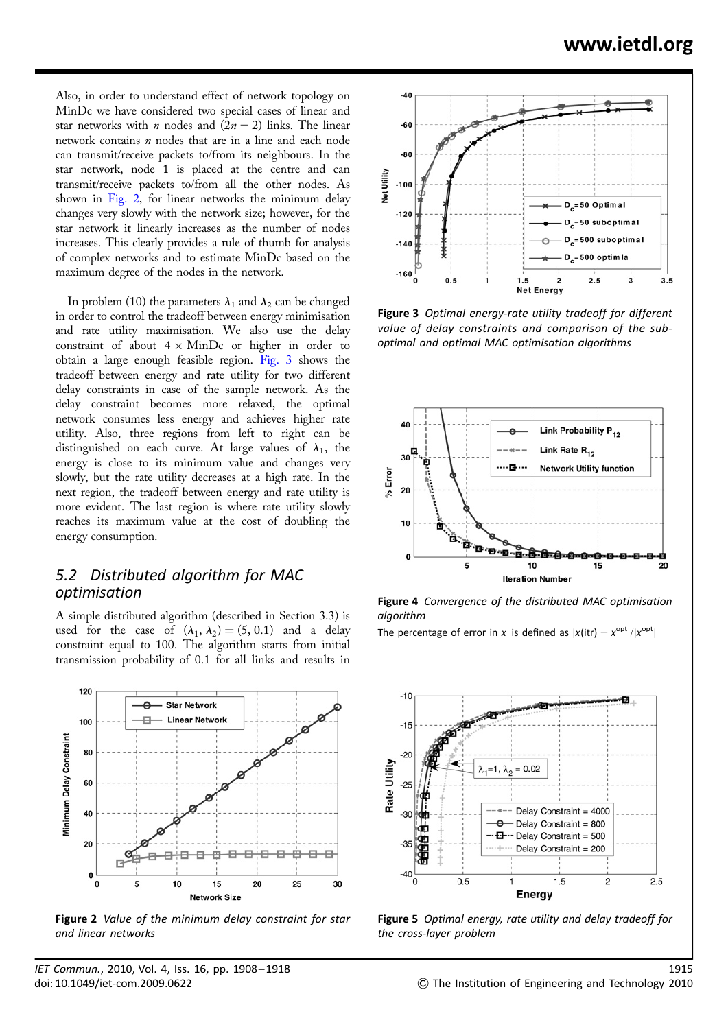Also, in order to understand effect of network topology on MinDc we have considered two special cases of linear and star networks with $n$ nodes and $(2n-2)$ links. The linear network contains $n$ nodes that are in a line and each node can transmit/receive packets to/from its neighbours. In the star network, node 1 is placed at the centre and can transmit/receive packets to/from all the other nodes. As shown in Fig. 2, for linear networks the minimum delay changes very slowly with the network size; however, for the star network it linearly increases as the number of nodes increases. This clearly provides a rule of thumb for analysis of complex networks and to estimate MinDc based on the maximum degree of the nodes in the network.

In problem (10) the parameters $\lambda_1$ and $\lambda_2$ can be changed in order to control the tradeoff between energy minimisation and rate utility maximisation. We also use the delay constraint of about $4 \times$ MinDc or higher in order to obtain a large enough feasible region. Fig. 3 shows the tradeoff between energy and rate utility for two different delay constraints in case of the sample network. As the delay constraint becomes more relaxed, the optimal network consumes less energy and achieves higher rate utility. Also, three regions from left to right can be distinguished on each curve. At large values of $\lambda_1$, the energy is close to its minimum value and changes very slowly, but the rate utility decreases at a high rate. In the next region, the tradeoff between energy and rate utility is more evident. The last region is where rate utility slowly reaches its maximum value at the cost of doubling the energy consumption.

## 5.2 Distributed algorithm for MAC optimisation

A simple distributed algorithm (described in Section 3.3) is used for the case of $(\lambda_1, \lambda_2) = (5, 0.1)$ and a delay constraint equal to 100. The algorithm starts from initial transmission probability of 0.1 for all links and results in

**Figure 2** *Value of the minimum delay constraint for star and linear networks*

**Figure 3** *Optimal energy-rate utility tradeoff for different value of delay constraints and comparison of the sub-optimal and optimal MAC optimisation algorithms*

**Figure 4** *Convergence of the distributed MAC optimisation algorithm*

The percentage of error in $x$ is defined as $|x(\text{itr}) - x^{\text{opt}}|/|x^{\text{opt}}|$

**Figure 5** *Optimal energy, rate utility and delay tradeoff for the cross-layer problem*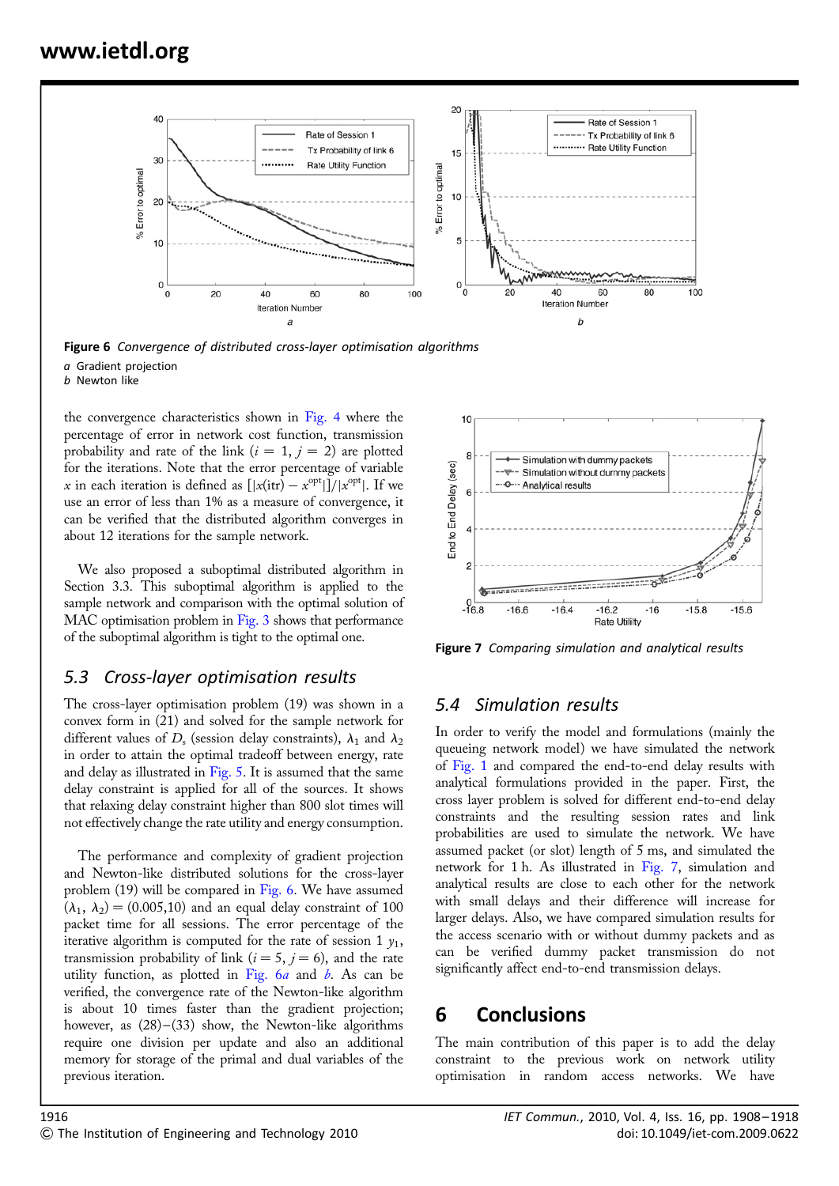Figure 6 *Convergence of distributed cross-layer optimisation algorithms*

*a* Gradient projection
*b* Newton like

the convergence characteristics shown in Fig. 4 where the percentage of error in network cost function, transmission probability and rate of the link ($i = 1, j = 2$) are plotted for the iterations. Note that the error percentage of variable $x$ in each iteration is defined as $[|x(\text{itr}) - x^{\text{opt}}|]/|x^{\text{opt}}|$. If we use an error of less than 1% as a measure of convergence, it can be verified that the distributed algorithm converges in about 12 iterations for the sample network.

We also proposed a suboptimal distributed algorithm in Section 3.3. This suboptimal algorithm is applied to the sample network and comparison with the optimal solution of MAC optimisation problem in Fig. 3 shows that performance of the suboptimal algorithm is tight to the optimal one.

## 5.3 Cross-layer optimisation results

The cross-layer optimisation problem (19) was shown in a convex form in (21) and solved for the sample network for different values of $D_s$ (session delay constraints), $\lambda_1$ and $\lambda_2$ in order to attain the optimal tradeoff between energy, rate and delay as illustrated in Fig. 5. It is assumed that the same delay constraint is applied for all of the sources. It shows that relaxing delay constraint higher than 800 slot times will not effectively change the rate utility and energy consumption.

The performance and complexity of gradient projection and Newton-like distributed solutions for the cross-layer problem (19) will be compared in Fig. 6. We have assumed $(\lambda_1, \lambda_2) = (0.005, 10)$ and an equal delay constraint of 100 packet time for all sessions. The error percentage of the iterative algorithm is computed for the rate of session 1 $y_1$, transmission probability of link ($i = 5, j = 6$), and the rate utility function, as plotted in Fig. 6*a* and *b*. As can be verified, the convergence rate of the Newton-like algorithm is about 10 times faster than the gradient projection; however, as (28)–(33) show, the Newton-like algorithms require one division per update and also an additional memory for storage of the primal and dual variables of the previous iteration.

Figure 7 *Comparing simulation and analytical results*

## 5.4 Simulation results

In order to verify the model and formulations (mainly the queueing network model) we have simulated the network of Fig. 1 and compared the end-to-end delay results with analytical formulations provided in the paper. First, the cross layer problem is solved for different end-to-end delay constraints and the resulting session rates and link probabilities are used to simulate the network. We have assumed packet (or slot) length of 5 ms, and simulated the network for 1 h. As illustrated in Fig. 7, simulation and analytical results are close to each other for the network with small delays and their difference will increase for larger delays. Also, we have compared simulation results for the access scenario with or without dummy packets and as can be verified dummy packet transmission do not significantly affect end-to-end transmission delays.

# 6 Conclusions

The main contribution of this paper is to add the delay constraint to the previous work on network utility optimisation in random access networks. We have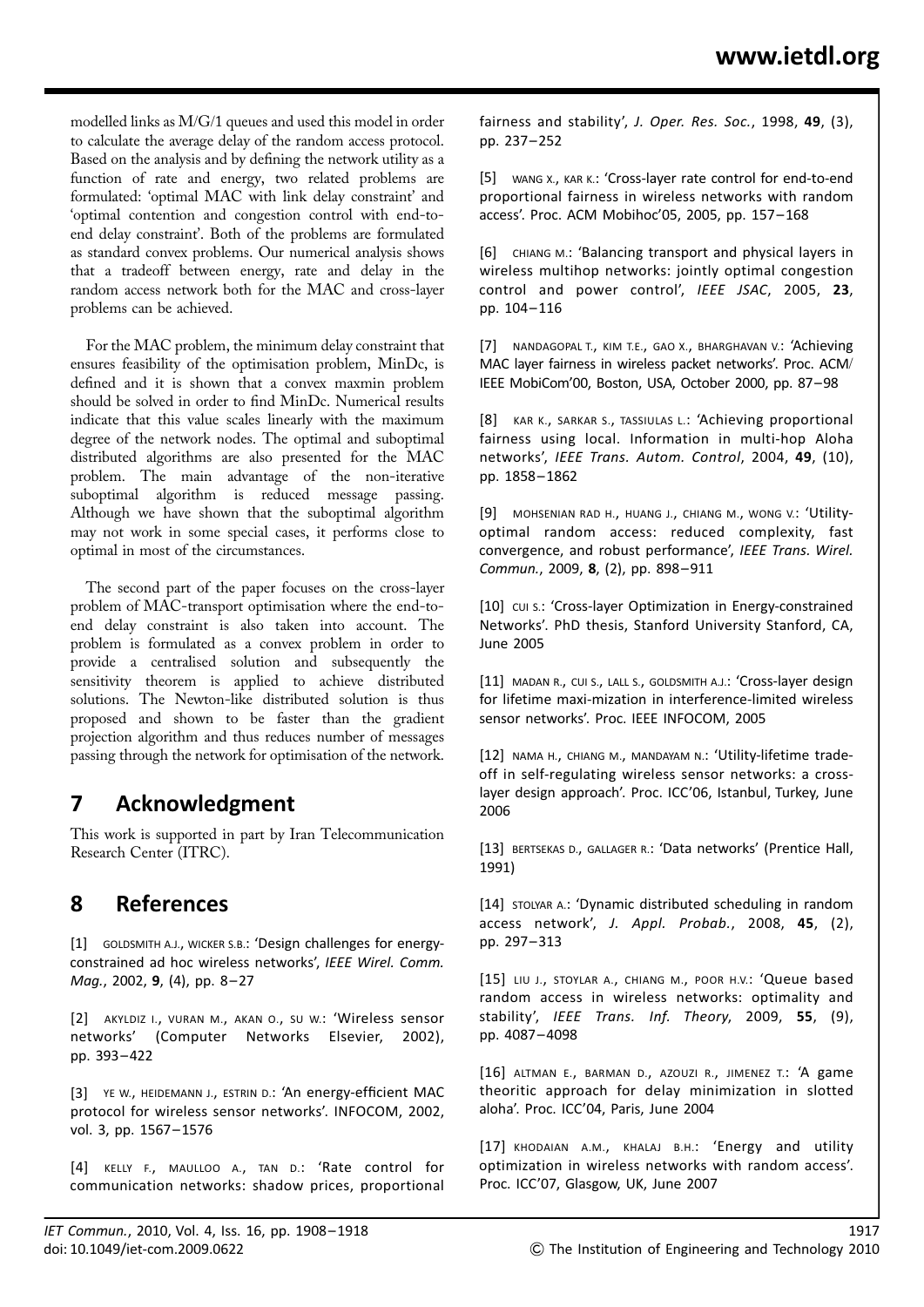modelled links as M/G/1 queues and used this model in order to calculate the average delay of the random access protocol. Based on the analysis and by defining the network utility as a function of rate and energy, two related problems are formulated: 'optimal MAC with link delay constraint' and 'optimal contention and congestion control with end-to-end delay constraint'. Both of the problems are formulated as standard convex problems. Our numerical analysis shows that a tradeoff between energy, rate and delay in the random access network both for the MAC and cross-layer problems can be achieved.

For the MAC problem, the minimum delay constraint that ensures feasibility of the optimisation problem, MinDc, is defined and it is shown that a convex maxmin problem should be solved in order to find MinDc. Numerical results indicate that this value scales linearly with the maximum degree of the network nodes. The optimal and suboptimal distributed algorithms are also presented for the MAC problem. The main advantage of the non-iterative suboptimal algorithm is reduced message passing. Although we have shown that the suboptimal algorithm may not work in some special cases, it performs close to optimal in most of the circumstances.

The second part of the paper focuses on the cross-layer problem of MAC-transport optimisation where the end-to-end delay constraint is also taken into account. The problem is formulated as a convex problem in order to provide a centralised solution and subsequently the sensitivity theorem is applied to achieve distributed solutions. The Newton-like distributed solution is thus proposed and shown to be faster than the gradient projection algorithm and thus reduces number of messages passing through the network for optimisation of the network.

## 7 Acknowledgment

This work is supported in part by Iran Telecommunication Research Center (ITRC).

## 8 References

[1] GOLDSMITH A.J., WICKER S.B.: 'Design challenges for energy-constrained ad hoc wireless networks', *IEEE Wirel. Comm. Mag.*, 2002, **9**, (4), pp. 8–27

[2] AKYLDIZ I., VURAN M., AKAN O., SU W.: 'Wireless sensor networks' (Computer Networks Elsevier, 2002), pp. 393–422

[3] YE W., HEIDEMANN J., ESTRIN D.: 'An energy-efficient MAC protocol for wireless sensor networks'. INFOCOM, 2002, vol. 3, pp. 1567–1576

[4] KELLY F., MAULLOO A., TAN D.: 'Rate control for communication networks: shadow prices, proportional fairness and stability', *J. Oper. Res. Soc.*, 1998, **49**, (3), pp. 237–252

[5] WANG X., KAR K.: 'Cross-layer rate control for end-to-end proportional fairness in wireless networks with random access'. Proc. ACM Mobihoc'05, 2005, pp. 157–168

[6] CHIANG M.: 'Balancing transport and physical layers in wireless multihop networks: jointly optimal congestion control and power control', *IEEE JSAC*, 2005, **23**, pp. 104–116

[7] NANDAGOPAL T., KIM T.E., GAO X., BHARGHAVAN V.: 'Achieving MAC layer fairness in wireless packet networks'. Proc. ACM/IEEE MobiCom'00, Boston, USA, October 2000, pp. 87–98

[8] KAR K., SARKAR S., TASSIULAS L.: 'Achieving proportional fairness using local. Information in multi-hop Aloha networks', *IEEE Trans. Autom. Control*, 2004, **49**, (10), pp. 1858–1862

[9] MOHSENIAN RAD H., HUANG J., CHIANG M., WONG V.: 'Utility-optimal random access: reduced complexity, fast convergence, and robust performance', *IEEE Trans. Wirel. Commun.*, 2009, **8**, (2), pp. 898–911

[10] CUI S.: 'Cross-layer Optimization in Energy-constrained Networks'. PhD thesis, Stanford University Stanford, CA, June 2005

[11] MADAN R., CUI S., LALL S., GOLDSMITH A.J.: 'Cross-layer design for lifetime maxi-mization in interference-limited wireless sensor networks'. Proc. IEEE INFOCOM, 2005

[12] NAMA H., CHIANG M., MANDAYAM N.: 'Utility-lifetime trade-off in self-regulating wireless sensor networks: a cross-layer design approach'. Proc. ICC'06, Istanbul, Turkey, June 2006

[13] BERTSEKAS D., GALLAGER R.: 'Data networks' (Prentice Hall, 1991)

[14] STOLYAR A.: 'Dynamic distributed scheduling in random access network', *J. Appl. Probab.*, 2008, **45**, (2), pp. 297–313

[15] LIU J., STOYLAR A., CHIANG M., POOR H.V.: 'Queue based random access in wireless networks: optimality and stability', *IEEE Trans. Inf. Theory*, 2009, **55**, (9), pp. 4087–4098

[16] ALTMAN E., BARMAN D., AZOUZI R., JIMENEZ T.: 'A game theoritic approach for delay minimization in slotted aloha'. Proc. ICC'04, Paris, June 2004

[17] KHODAIAN A.M., KHALAJ B.H.: 'Energy and utility optimization in wireless networks with random access'. Proc. ICC'07, Glasgow, UK, June 2007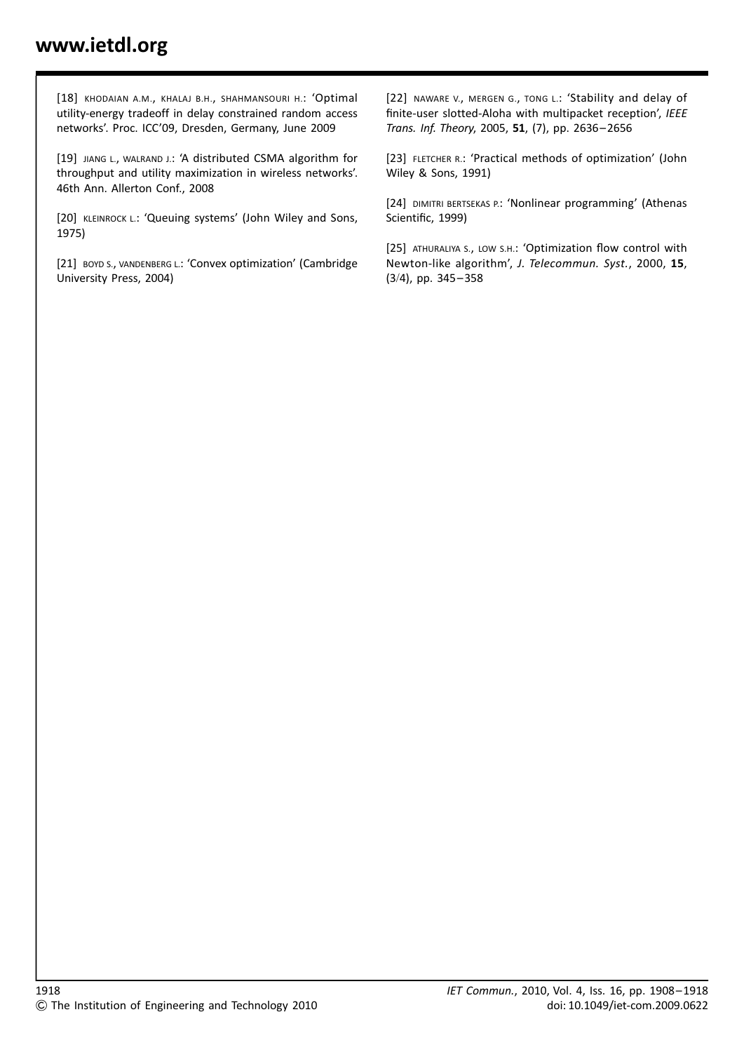[18] KHODAIAN A.M., KHALAJ B.H., SHAHMANSOURI H.: 'Optimal utility-energy tradeoff in delay constrained random access networks'. Proc. ICC'09, Dresden, Germany, June 2009

[19] JIANG L., WALRAND J.: 'A distributed CSMA algorithm for throughput and utility maximization in wireless networks'. 46th Ann. Allerton Conf., 2008

[20] KLEINROCK L.: 'Queuing systems' (John Wiley and Sons, 1975)

[21] BOYD S., VANDENBERG L.: 'Convex optimization' (Cambridge University Press, 2004)

[22] NAWARE V., MERGEN G., TONG L.: 'Stability and delay of finite-user slotted-Aloha with multipacket reception', *IEEE Trans. Inf. Theory*, 2005, **51**, (7), pp. 2636–2656

[23] FLETCHER R.: 'Practical methods of optimization' (John Wiley & Sons, 1991)

[24] DIMITRI BERTSEKAS P.: 'Nonlinear programming' (Athenas Scientific, 1999)

[25] ATHURALIYA S., LOW S.H.: 'Optimization flow control with Newton-like algorithm', *J. Telecommun. Syst.*, 2000, **15**, (3/4), pp. 345–358